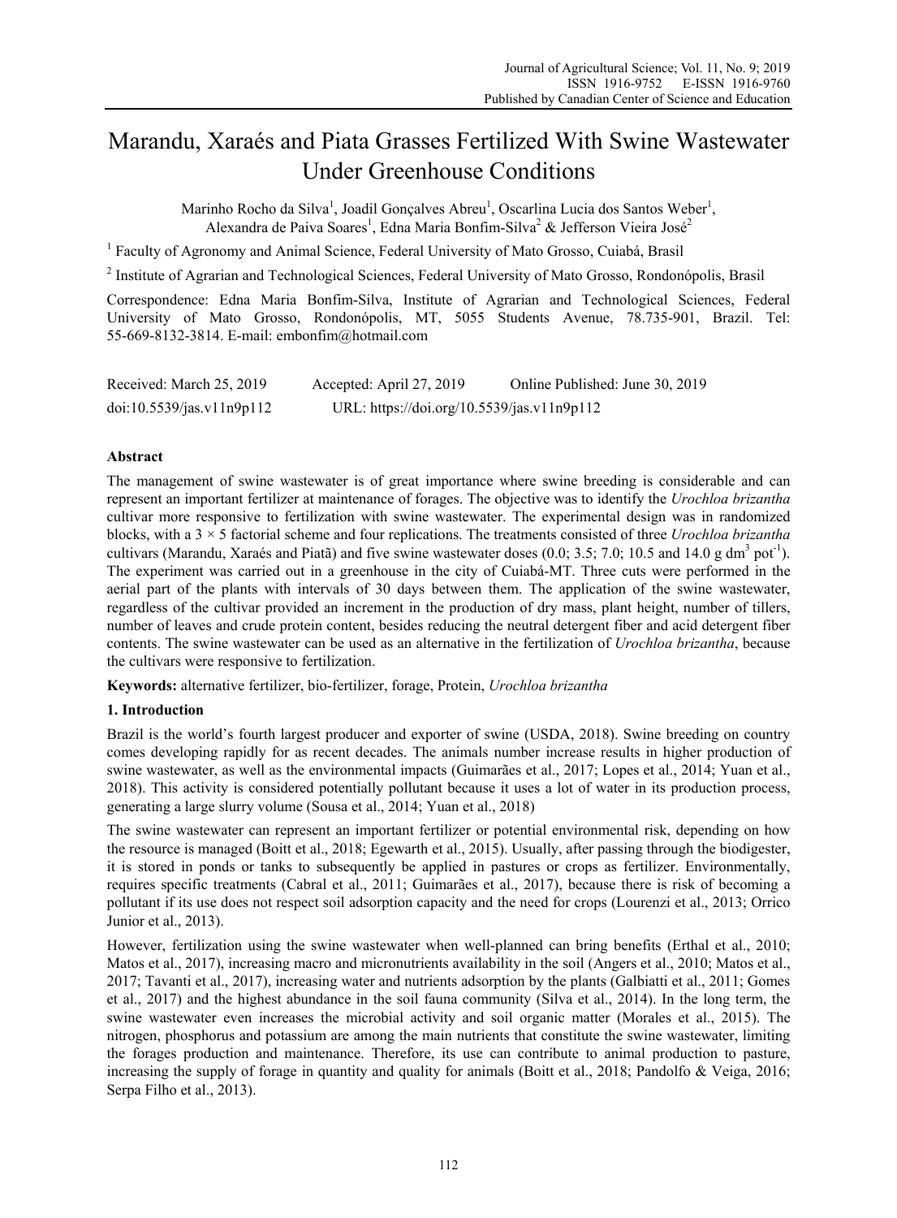# Marandu, Xaraés and Piata Grasses Fertilized With Swine Wastewater Under Greenhouse Conditions

Marinho Rocho da Silva[1], Joadil Gonçalves Abreu[1], Oscarlina Lucia dos Santos Weber[1], Alexandra de Paiva Soares[1], Edna Maria Bonfim-Silva[2] & Jefferson Vieira José[2]

[1] Faculty of Agronomy and Animal Science, Federal University of Mato Grosso, Cuiabá, Brasil

[2] Institute of Agrarian and Technological Sciences, Federal University of Mato Grosso, Rondonópolis, Brasil

Correspondence: Edna Maria Bonfim-Silva, Institute of Agrarian and Technological Sciences, Federal University of Mato Grosso, Rondonópolis, MT, 5055 Students Avenue, 78.735-901, Brazil. Tel: 55-669-8132-3814. E-mail: embonfim@hotmail.com

Received: March 25, 2019 Accepted: April 27, 2019 Online Published: June 30, 2019

doi:10.5539/jas.v11n9p112 URL: https://doi.org/10.5539/jas.v11n9p112

## Abstract

The management of swine wastewater is of great importance where swine breeding is considerable and can represent an important fertilizer at maintenance of forages. The objective was to identify the *Urochloa brizantha* cultivar more responsive to fertilization with swine wastewater. The experimental design was in randomized blocks, with a 3 × 5 factorial scheme and four replications. The treatments consisted of three *Urochloa brizantha* cultivars (Marandu, Xaraés and Piatã) and five swine wastewater doses (0.0; 3.5; 7.0; 10.5 and 14.0 g $dm^3$ $pot^{-1}$). The experiment was carried out in a greenhouse in the city of Cuiabá-MT. Three cuts were performed in the aerial part of the plants with intervals of 30 days between them. The application of the swine wastewater, regardless of the cultivar provided an increment in the production of dry mass, plant height, number of tillers, number of leaves and crude protein content, besides reducing the neutral detergent fiber and acid detergent fiber contents. The swine wastewater can be used as an alternative in the fertilization of *Urochloa brizantha*, because the cultivars were responsive to fertilization.

**Keywords:** alternative fertilizer, bio-fertilizer, forage, Protein, *Urochloa brizantha*

## 1. Introduction

Brazil is the world's fourth largest producer and exporter of swine (USDA, 2018). Swine breeding on country comes developing rapidly for as recent decades. The animals number increase results in higher production of swine wastewater, as well as the environmental impacts (Guimarães et al., 2017; Lopes et al., 2014; Yuan et al., 2018). This activity is considered potentially pollutant because it uses a lot of water in its production process, generating a large slurry volume (Sousa et al., 2014; Yuan et al., 2018)

The swine wastewater can represent an important fertilizer or potential environmental risk, depending on how the resource is managed (Boitt et al., 2018; Egewarth et al., 2015). Usually, after passing through the biodigester, it is stored in ponds or tanks to subsequently be applied in pastures or crops as fertilizer. Environmentally, requires specific treatments (Cabral et al., 2011; Guimarães et al., 2017), because there is risk of becoming a pollutant if its use does not respect soil adsorption capacity and the need for crops (Lourenzi et al., 2013; Orrico Junior et al., 2013).

However, fertilization using the swine wastewater when well-planned can bring benefits (Erthal et al., 2010; Matos et al., 2017), increasing macro and micronutrients availability in the soil (Angers et al., 2010; Matos et al., 2017; Tavanti et al., 2017), increasing water and nutrients adsorption by the plants (Galbiatti et al., 2011; Gomes et al., 2017) and the highest abundance in the soil fauna community (Silva et al., 2014). In the long term, the swine wastewater even increases the microbial activity and soil organic matter (Morales et al., 2015). The nitrogen, phosphorus and potassium are among the main nutrients that constitute the swine wastewater, limiting the forages production and maintenance. Therefore, its use can contribute to animal production to pasture, increasing the supply of forage in quantity and quality for animals (Boitt et al., 2018; Pandolfo & Veiga, 2016; Serpa Filho et al., 2013).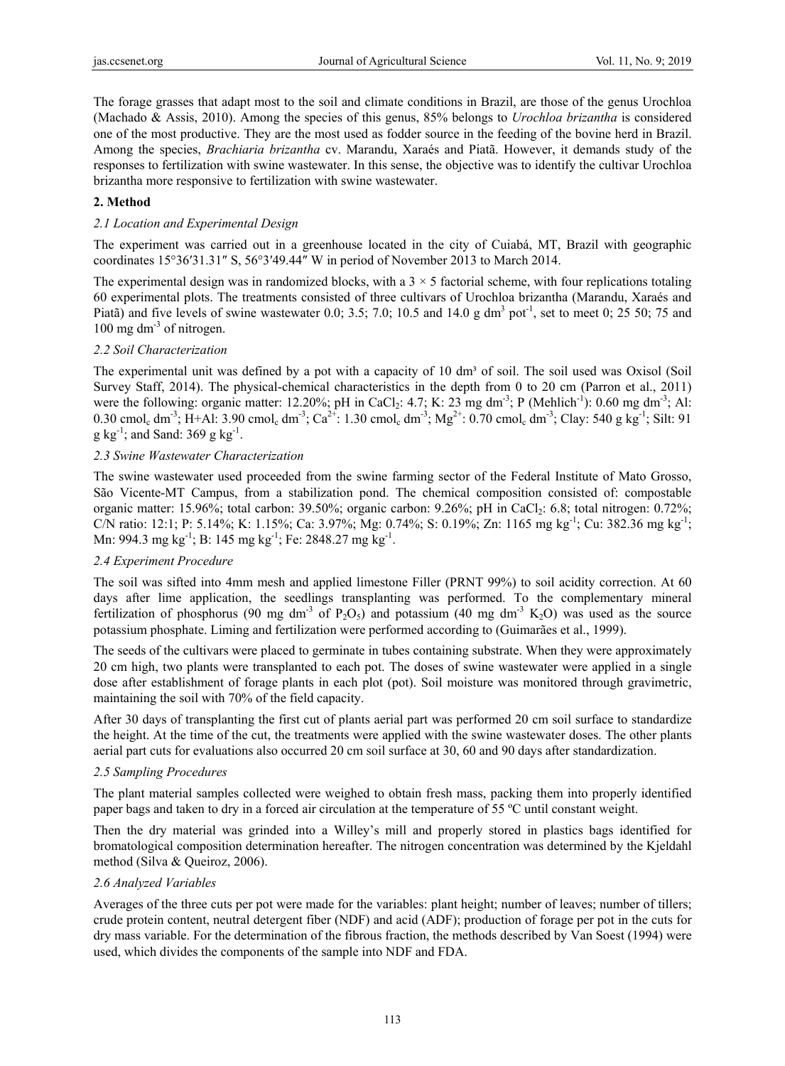The forage grasses that adapt most to the soil and climate conditions in Brazil, are those of the genus Urochloa (Machado & Assis, 2010). Among the species of this genus, 85% belongs to *Urochloa brizantha* is considered one of the most productive. They are the most used as fodder source in the feeding of the bovine herd in Brazil. Among the species, *Brachiaria brizantha* cv. Marandu, Xaraés and Piatã. However, it demands study of the responses to fertilization with swine wastewater. In this sense, the objective was to identify the cultivar Urochloa brizantha more responsive to fertilization with swine wastewater.

## 2. Method

### 2.1 Location and Experimental Design

The experiment was carried out in a greenhouse located in the city of Cuiabá, MT, Brazil with geographic coordinates 15°36′31.31″ S, 56°3′49.44″ W in period of November 2013 to March 2014.

The experimental design was in randomized blocks, with a 3 × 5 factorial scheme, with four replications totaling 60 experimental plots. The treatments consisted of three cultivars of Urochloa brizantha (Marandu, Xaraés and Piatã) and five levels of swine wastewater 0.0; 3.5; 7.0; 10.5 and 14.0 g $dm^3$ $pot^{-1}$, set to meet 0; 25 50; 75 and 100 mg $dm^{-3}$ of nitrogen.

### 2.2 Soil Characterization

The experimental unit was defined by a pot with a capacity of 10 dm³ of soil. The soil used was Oxisol (Soil Survey Staff, 2014). The physical-chemical characteristics in the depth from 0 to 20 cm (Parron et al., 2011) were the following: organic matter: 12.20%; pH in $CaCl_2$: 4.7; K: 23 mg $dm^{-3}$; P (Mehlich$^{-1}$): 0.60 mg $dm^{-3}$; Al: 0.30 $cmol_c$ $dm^{-3}$; H+Al: 3.90 $cmol_c$ $dm^{-3}$; $Ca^{2+}$: 1.30 $cmol_c$ $dm^{-3}$; $Mg^{2+}$: 0.70 $cmol_c$ $dm^{-3}$; Clay: 540 g $kg^{-1}$; Silt: 91 g $kg^{-1}$; and Sand: 369 g $kg^{-1}$.

### 2.3 Swine Wastewater Characterization

The swine wastewater used proceeded from the swine farming sector of the Federal Institute of Mato Grosso, São Vicente-MT Campus, from a stabilization pond. The chemical composition consisted of: compostable organic matter: 15.96%; total carbon: 39.50%; organic carbon: 9.26%; pH in $CaCl_2$: 6.8; total nitrogen: 0.72%; C/N ratio: 12:1; P: 5.14%; K: 1.15%; Ca: 3.97%; Mg: 0.74%; S: 0.19%; Zn: 1165 mg $kg^{-1}$; Cu: 382.36 mg $kg^{-1}$; Mn: 994.3 mg $kg^{-1}$; B: 145 mg $kg^{-1}$; Fe: 2848.27 mg $kg^{-1}$.

### 2.4 Experiment Procedure

The soil was sifted into 4mm mesh and applied limestone Filler (PRNT 99%) to soil acidity correction. At 60 days after lime application, the seedlings transplanting was performed. To the complementary mineral fertilization of phosphorus (90 mg $dm^{-3}$ of $P_2O_5$) and potassium (40 mg $dm^{-3}$ $K_2O$) was used as the source potassium phosphate. Liming and fertilization were performed according to (Guimarães et al., 1999).

The seeds of the cultivars were placed to germinate in tubes containing substrate. When they were approximately 20 cm high, two plants were transplanted to each pot. The doses of swine wastewater were applied in a single dose after establishment of forage plants in each plot (pot). Soil moisture was monitored through gravimetric, maintaining the soil with 70% of the field capacity.

After 30 days of transplanting the first cut of plants aerial part was performed 20 cm soil surface to standardize the height. At the time of the cut, the treatments were applied with the swine wastewater doses. The other plants aerial part cuts for evaluations also occurred 20 cm soil surface at 30, 60 and 90 days after standardization.

### 2.5 Sampling Procedures

The plant material samples collected were weighed to obtain fresh mass, packing them into properly identified paper bags and taken to dry in a forced air circulation at the temperature of 55 ºC until constant weight.

Then the dry material was grinded into a Willey's mill and properly stored in plastics bags identified for bromatological composition determination hereafter. The nitrogen concentration was determined by the Kjeldahl method (Silva & Queiroz, 2006).

### 2.6 Analyzed Variables

Averages of the three cuts per pot were made for the variables: plant height; number of leaves; number of tillers; crude protein content, neutral detergent fiber (NDF) and acid (ADF); production of forage per pot in the cuts for dry mass variable. For the determination of the fibrous fraction, the methods described by Van Soest (1994) were used, which divides the components of the sample into NDF and FDA.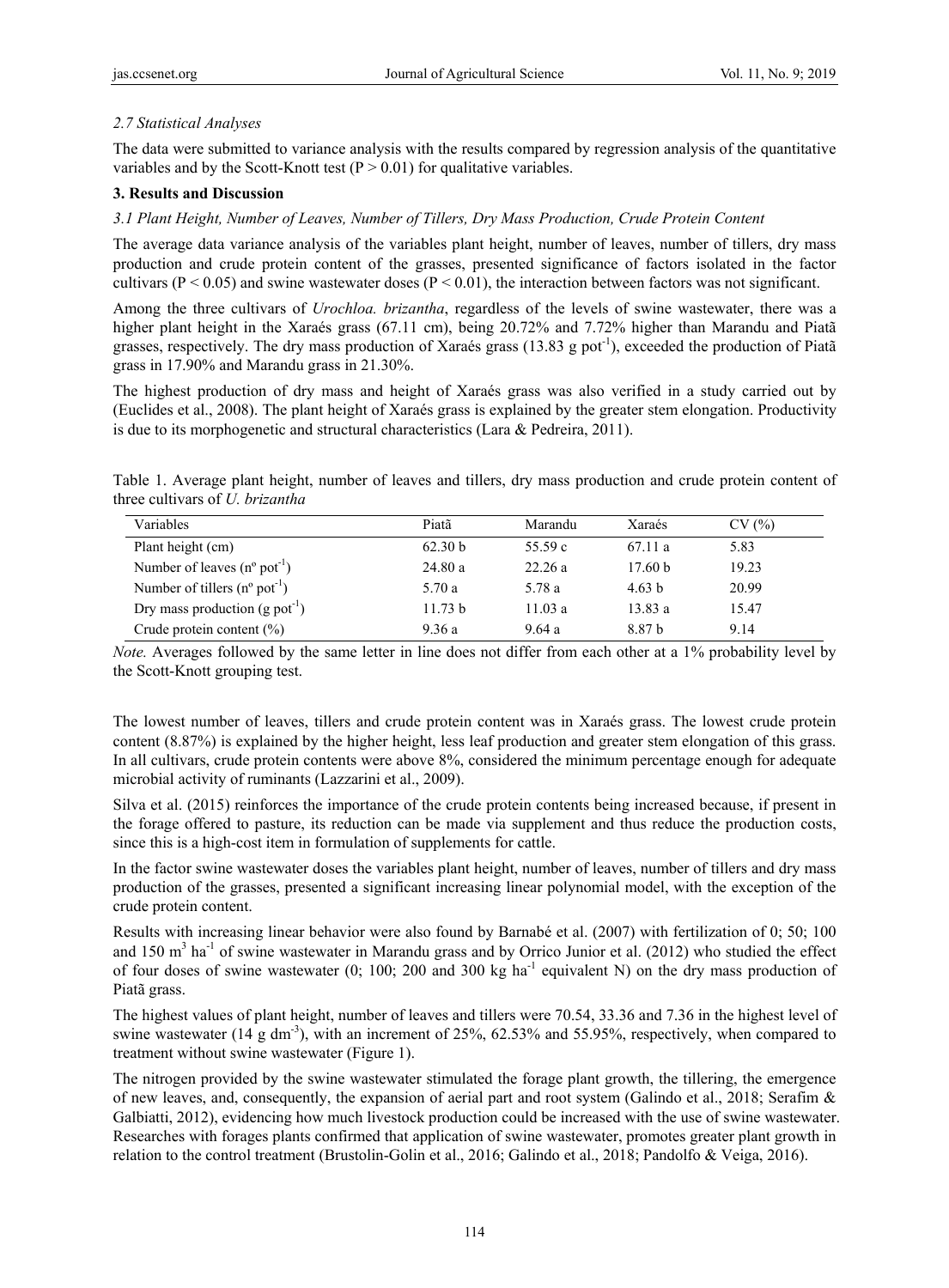### *2.7 Statistical Analyses*

The data were submitted to variance analysis with the results compared by regression analysis of the quantitative variables and by the Scott-Knott test ($P > 0.01$) for qualitative variables.

## 3. Results and Discussion

### *3.1 Plant Height, Number of Leaves, Number of Tillers, Dry Mass Production, Crude Protein Content*

The average data variance analysis of the variables plant height, number of leaves, number of tillers, dry mass production and crude protein content of the grasses, presented significance of factors isolated in the factor cultivars ($P < 0.05$) and swine wastewater doses ($P < 0.01$), the interaction between factors was not significant.

Among the three cultivars of *Urochloa. brizantha*, regardless of the levels of swine wastewater, there was a higher plant height in the Xaraés grass (67.11 cm), being 20.72% and 7.72% higher than Marandu and Piatã grasses, respectively. The dry mass production of Xaraés grass (13.83 g pot$^{-1}$), exceeded the production of Piatã grass in 17.90% and Marandu grass in 21.30%.

The highest production of dry mass and height of Xaraés grass was also verified in a study carried out by (Euclides et al., 2008). The plant height of Xaraés grass is explained by the greater stem elongation. Productivity is due to its morphogenetic and structural characteristics (Lara & Pedreira, 2011).

Table 1. Average plant height, number of leaves and tillers, dry mass production and crude protein content of three cultivars of *U. brizantha*

| Variables | Piatã | Marandu | Xaraés | CV (%) |
|---|---|---|---|---|
| Plant height (cm) | 62.30 b | 55.59 c | 67.11 a | 5.83 |
| Number of leaves (nº pot$^{-1}$) | 24.80 a | 22.26 a | 17.60 b | 19.23 |
| Number of tillers (nº pot$^{-1}$) | 5.70 a | 5.78 a | 4.63 b | 20.99 |
| Dry mass production (g pot$^{-1}$) | 11.73 b | 11.03 a | 13.83 a | 15.47 |
| Crude protein content (%) | 9.36 a | 9.64 a | 8.87 b | 9.14 |

*Note.* Averages followed by the same letter in line does not differ from each other at a 1% probability level by the Scott-Knott grouping test.

The lowest number of leaves, tillers and crude protein content was in Xaraés grass. The lowest crude protein content (8.87%) is explained by the higher height, less leaf production and greater stem elongation of this grass. In all cultivars, crude protein contents were above 8%, considered the minimum percentage enough for adequate microbial activity of ruminants (Lazzarini et al., 2009).

Silva et al. (2015) reinforces the importance of the crude protein contents being increased because, if present in the forage offered to pasture, its reduction can be made via supplement and thus reduce the production costs, since this is a high-cost item in formulation of supplements for cattle.

In the factor swine wastewater doses the variables plant height, number of leaves, number of tillers and dry mass production of the grasses, presented a significant increasing linear polynomial model, with the exception of the crude protein content.

Results with increasing linear behavior were also found by Barnabé et al. (2007) with fertilization of 0; 50; 100 and 150 m$^3$ ha$^{-1}$ of swine wastewater in Marandu grass and by Orrico Junior et al. (2012) who studied the effect of four doses of swine wastewater (0; 100; 200 and 300 kg ha$^{-1}$ equivalent N) on the dry mass production of Piatã grass.

The highest values of plant height, number of leaves and tillers were 70.54, 33.36 and 7.36 in the highest level of swine wastewater (14 g dm$^{-3}$), with an increment of 25%, 62.53% and 55.95%, respectively, when compared to treatment without swine wastewater (Figure 1).

The nitrogen provided by the swine wastewater stimulated the forage plant growth, the tillering, the emergence of new leaves, and, consequently, the expansion of aerial part and root system (Galindo et al., 2018; Serafim & Galbiatti, 2012), evidencing how much livestock production could be increased with the use of swine wastewater. Researches with forages plants confirmed that application of swine wastewater, promotes greater plant growth in relation to the control treatment (Brustolin-Golin et al., 2016; Galindo et al., 2018; Pandolfo & Veiga, 2016).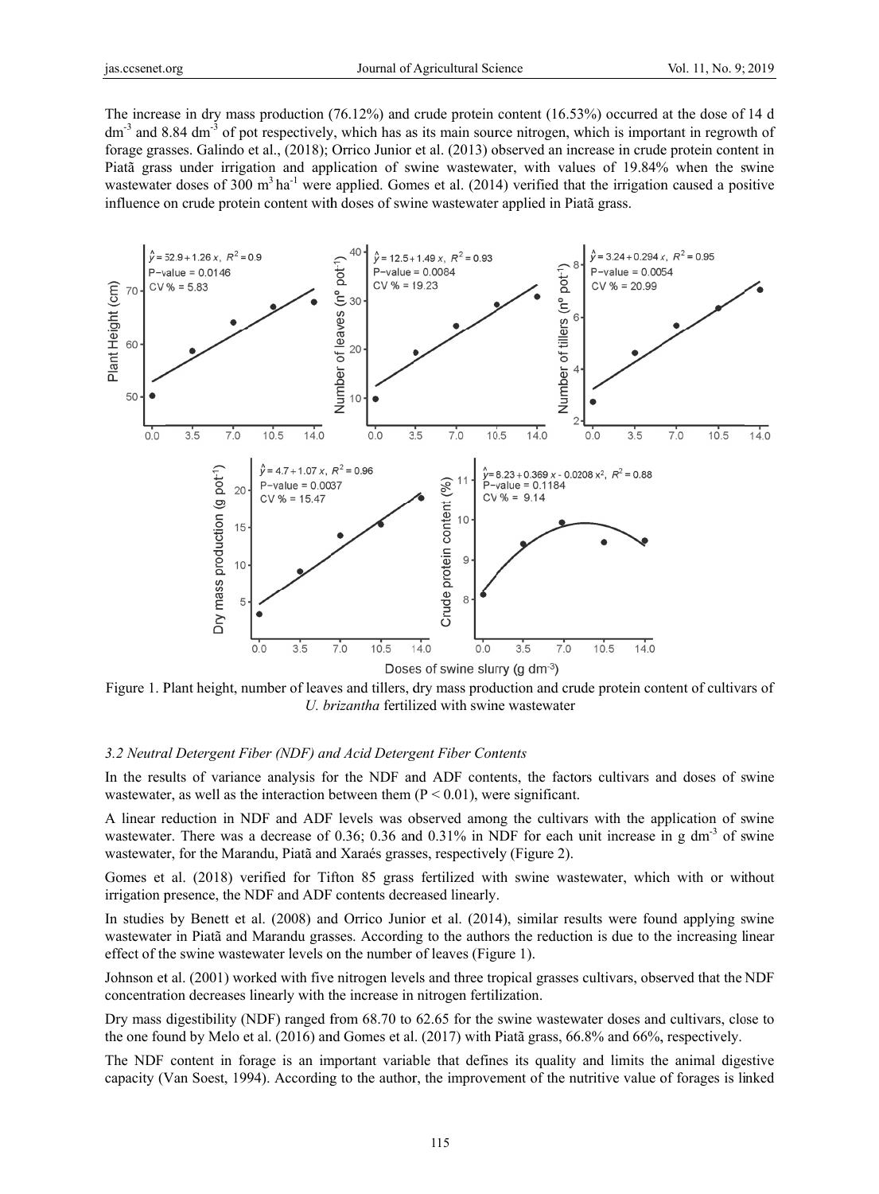The increase in dry mass production (76.12%) and crude protein content (16.53%) occurred at the dose of 14 d $dm^{-3}$ and 8.84 $dm^{-3}$ of pot respectively, which has as its main source nitrogen, which is important in regrowth of forage grasses. Galindo et al., (2018); Orrico Junior et al. (2013) observed an increase in crude protein content in Piatã grass under irrigation and application of swine wastewater, with values of 19.84% when the swine wastewater doses of 300 $m^3\ ha^{-1}$ were applied. Gomes et al. (2014) verified that the irrigation caused a positive influence on crude protein content with doses of swine wastewater applied in Piatã grass.

Figure 1. Plant height, number of leaves and tillers, dry mass production and crude protein content of cultivars of *U. brizantha* fertilized with swine wastewater

### 3.2 Neutral Detergent Fiber (NDF) and Acid Detergent Fiber Contents

In the results of variance analysis for the NDF and ADF contents, the factors cultivars and doses of swine wastewater, as well as the interaction between them ($P < 0.01$), were significant.

A linear reduction in NDF and ADF levels was observed among the cultivars with the application of swine wastewater. There was a decrease of 0.36; 0.36 and 0.31% in NDF for each unit increase in g $dm^{-3}$ of swine wastewater, for the Marandu, Piatã and Xaraés grasses, respectively (Figure 2).

Gomes et al. (2018) verified for Tifton 85 grass fertilized with swine wastewater, which with or without irrigation presence, the NDF and ADF contents decreased linearly.

In studies by Benett et al. (2008) and Orrico Junior et al. (2014), similar results were found applying swine wastewater in Piatã and Marandu grasses. According to the authors the reduction is due to the increasing linear effect of the swine wastewater levels on the number of leaves (Figure 1).

Johnson et al. (2001) worked with five nitrogen levels and three tropical grasses cultivars, observed that the NDF concentration decreases linearly with the increase in nitrogen fertilization.

Dry mass digestibility (NDF) ranged from 68.70 to 62.65 for the swine wastewater doses and cultivars, close to the one found by Melo et al. (2016) and Gomes et al. (2017) with Piatã grass, 66.8% and 66%, respectively.

The NDF content in forage is an important variable that defines its quality and limits the animal digestive capacity (Van Soest, 1994). According to the author, the improvement of the nutritive value of forages is linked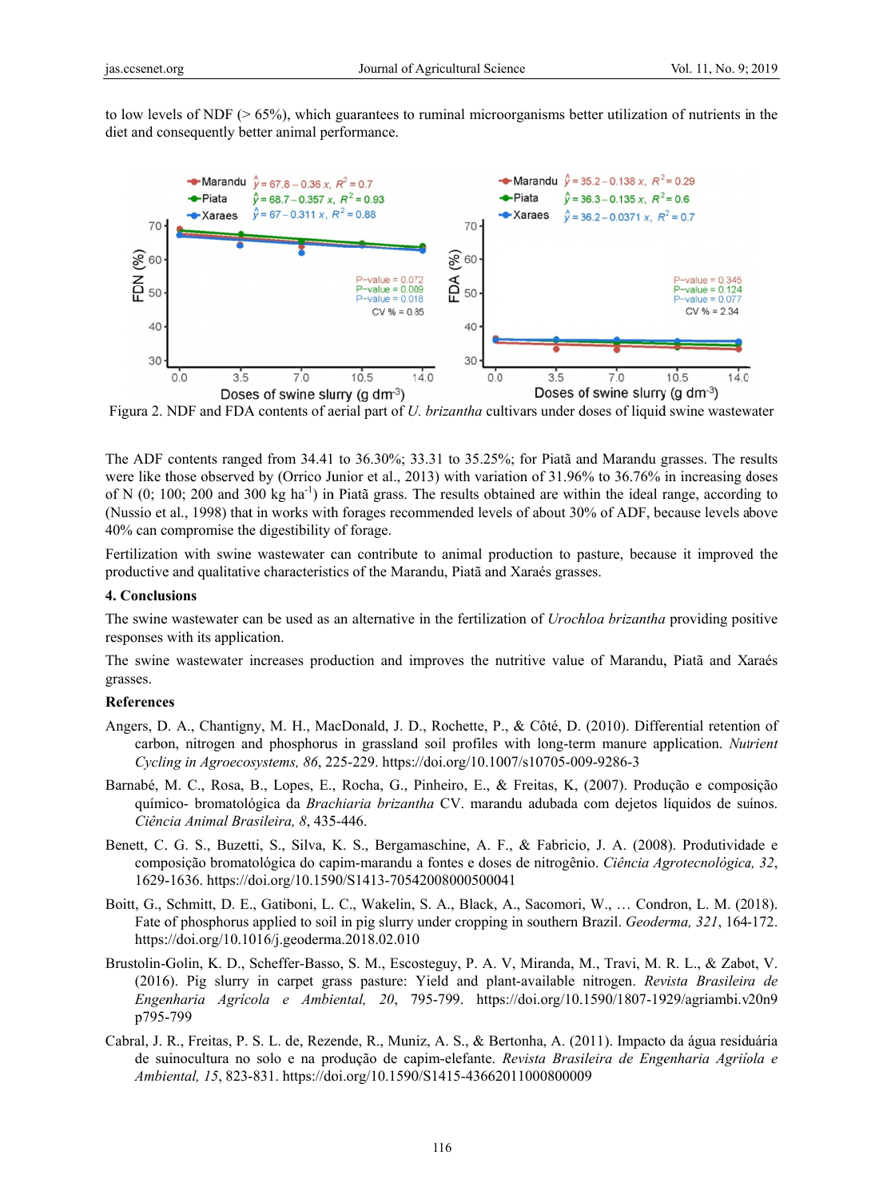to low levels of NDF (> 65%), which guarantees to ruminal microorganisms better utilization of nutrients in the diet and consequently better animal performance.

Figura 2. NDF and FDA contents of aerial part of *U. brizantha* cultivars under doses of liquid swine wastewater

The ADF contents ranged from 34.41 to 36.30%; 33.31 to 35.25%; for Piatã and Marandu grasses. The results were like those observed by (Orrico Junior et al., 2013) with variation of 31.96% to 36.76% in increasing doses of N (0; 100; 200 and 300 kg ha$^{-1}$) in Piatã grass. The results obtained are within the ideal range, according to (Nussio et al., 1998) that in works with forages recommended levels of about 30% of ADF, because levels above 40% can compromise the digestibility of forage.

Fertilization with swine wastewater can contribute to animal production to pasture, because it improved the productive and qualitative characteristics of the Marandu, Piatã and Xaraés grasses.

## 4. Conclusions

The swine wastewater can be used as an alternative in the fertilization of *Urochloa brizantha* providing positive responses with its application.

The swine wastewater increases production and improves the nutritive value of Marandu, Piatã and Xaraés grasses.

## References

Angers, D. A., Chantigny, M. H., MacDonald, J. D., Rochette, P., & Côté, D. (2010). Differential retention of carbon, nitrogen and phosphorus in grassland soil profiles with long-term manure application. *Nutrient Cycling in Agroecosystems, 86*, 225-229. https://doi.org/10.1007/s10705-009-9286-3

Barnabé, M. C., Rosa, B., Lopes, E., Rocha, G., Pinheiro, E., & Freitas, K, (2007). Produção e composição químico- bromatológica da *Brachiaria brizantha* CV. marandu adubada com dejetos líquidos de suínos. *Ciência Animal Brasileira, 8*, 435-446.

Benett, C. G. S., Buzetti, S., Silva, K. S., Bergamaschine, A. F., & Fabricio, J. A. (2008). Produtividade e composição bromatológica do capim-marandu a fontes e doses de nitrogênio. *Ciência Agrotecnológica, 32*, 1629-1636. https://doi.org/10.1590/S1413-70542008000500041

Boitt, G., Schmitt, D. E., Gatiboni, L. C., Wakelin, S. A., Black, A., Sacomori, W., … Condron, L. M. (2018). Fate of phosphorus applied to soil in pig slurry under cropping in southern Brazil. *Geoderma, 321*, 164-172. https://doi.org/10.1016/j.geoderma.2018.02.010

Brustolin-Golin, K. D., Scheffer-Basso, S. M., Escosteguy, P. A. V, Miranda, M., Travi, M. R. L., & Zabot, V. (2016). Pig slurry in carpet grass pasture: Yield and plant-available nitrogen. *Revista Brasileira de Engenharia Agrícola e Ambiental, 20*, 795-799. https://doi.org/10.1590/1807-1929/agriambi.v20n9p795-799

Cabral, J. R., Freitas, P. S. L. de, Rezende, R., Muniz, A. S., & Bertonha, A. (2011). Impacto da água residuária de suinocultura no solo e na produção de capim-elefante. *Revista Brasileira de Engenharia Agriíola e Ambiental, 15*, 823-831. https://doi.org/10.1590/S1415-43662011000800009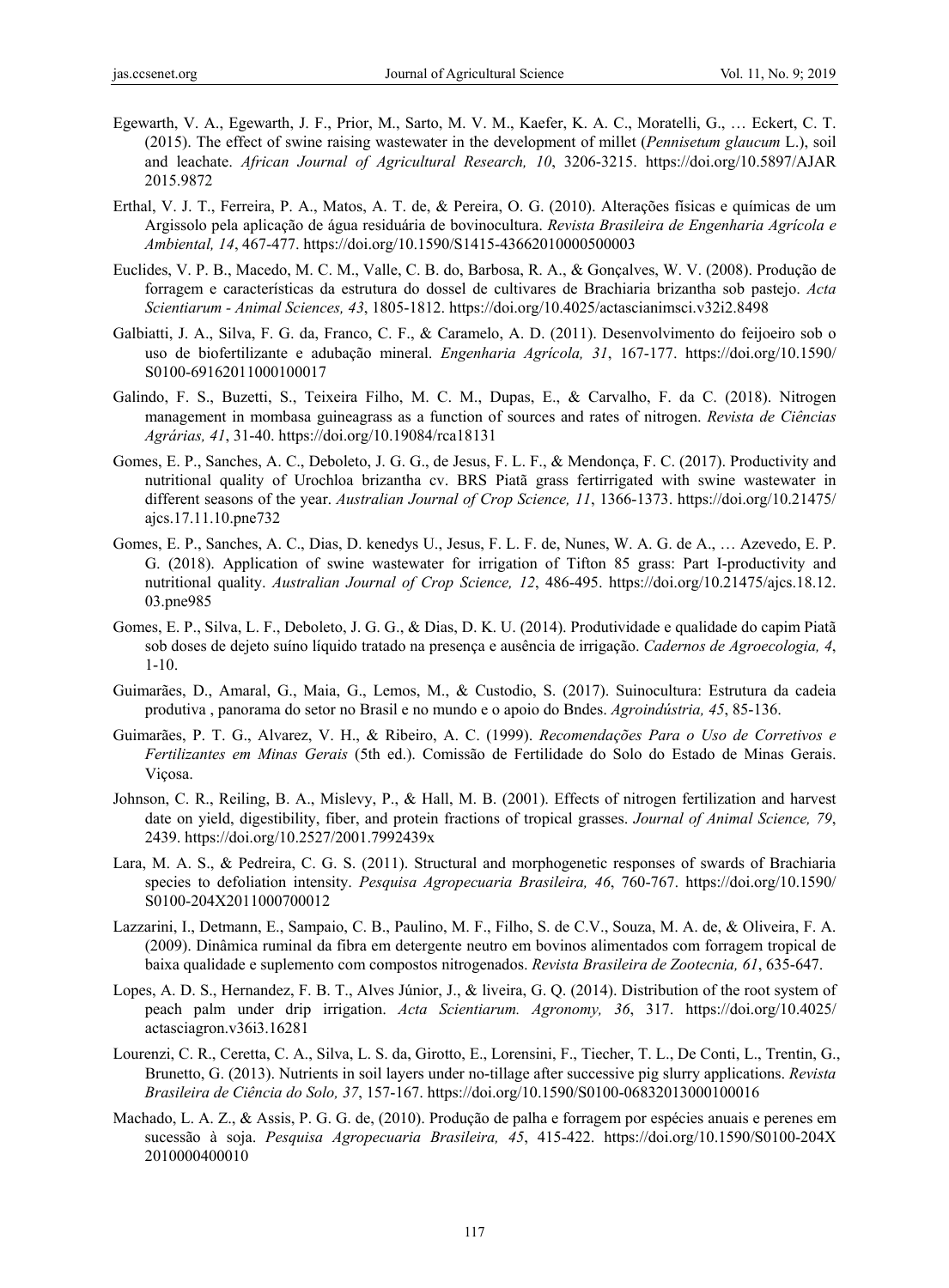Egewarth, V. A., Egewarth, J. F., Prior, M., Sarto, M. V. M., Kaefer, K. A. C., Moratelli, G., … Eckert, C. T. (2015). The effect of swine raising wastewater in the development of millet (*Pennisetum glaucum* L.), soil and leachate. *African Journal of Agricultural Research, 10*, 3206-3215. https://doi.org/10.5897/AJAR 2015.9872

Erthal, V. J. T., Ferreira, P. A., Matos, A. T. de, & Pereira, O. G. (2010). Alterações físicas e químicas de um Argissolo pela aplicação de água residuária de bovinocultura. *Revista Brasileira de Engenharia Agrícola e Ambiental, 14*, 467-477. https://doi.org/10.1590/S1415-43662010000500003

Euclides, V. P. B., Macedo, M. C. M., Valle, C. B. do, Barbosa, R. A., & Gonçalves, W. V. (2008). Produção de forragem e características da estrutura do dossel de cultivares de Brachiaria brizantha sob pastejo. *Acta Scientiarum - Animal Sciences, 43*, 1805-1812. https://doi.org/10.4025/actascianimsci.v32i2.8498

Galbiatti, J. A., Silva, F. G. da, Franco, C. F., & Caramelo, A. D. (2011). Desenvolvimento do feijoeiro sob o uso de biofertilizante e adubação mineral. *Engenharia Agrícola, 31*, 167-177. https://doi.org/10.1590/ S0100-69162011000100017

Galindo, F. S., Buzetti, S., Teixeira Filho, M. C. M., Dupas, E., & Carvalho, F. da C. (2018). Nitrogen management in mombasa guineagrass as a function of sources and rates of nitrogen. *Revista de Ciências Agrárias, 41*, 31-40. https://doi.org/10.19084/rca18131

Gomes, E. P., Sanches, A. C., Deboleto, J. G. G., de Jesus, F. L. F., & Mendonça, F. C. (2017). Productivity and nutritional quality of Urochloa brizantha cv. BRS Piatã grass fertirrigated with swine wastewater in different seasons of the year. *Australian Journal of Crop Science, 11*, 1366-1373. https://doi.org/10.21475/ ajcs.17.11.10.pne732

Gomes, E. P., Sanches, A. C., Dias, D. kenedys U., Jesus, F. L. F. de, Nunes, W. A. G. de A., … Azevedo, E. P. G. (2018). Application of swine wastewater for irrigation of Tifton 85 grass: Part I-productivity and nutritional quality. *Australian Journal of Crop Science, 12*, 486-495. https://doi.org/10.21475/ajcs.18.12. 03.pne985

Gomes, E. P., Silva, L. F., Deboleto, J. G. G., & Dias, D. K. U. (2014). Produtividade e qualidade do capim Piatã sob doses de dejeto suíno líquido tratado na presença e ausência de irrigação. *Cadernos de Agroecologia, 4*, 1-10.

Guimarães, D., Amaral, G., Maia, G., Lemos, M., & Custodio, S. (2017). Suinocultura: Estrutura da cadeia produtiva , panorama do setor no Brasil e no mundo e o apoio do Bndes. *Agroindústria, 45*, 85-136.

Guimarães, P. T. G., Alvarez, V. H., & Ribeiro, A. C. (1999). *Recomendações Para o Uso de Corretivos e Fertilizantes em Minas Gerais* (5th ed.). Comissão de Fertilidade do Solo do Estado de Minas Gerais. Viçosa.

Johnson, C. R., Reiling, B. A., Mislevy, P., & Hall, M. B. (2001). Effects of nitrogen fertilization and harvest date on yield, digestibility, fiber, and protein fractions of tropical grasses. *Journal of Animal Science, 79*, 2439. https://doi.org/10.2527/2001.7992439x

Lara, M. A. S., & Pedreira, C. G. S. (2011). Structural and morphogenetic responses of swards of Brachiaria species to defoliation intensity. *Pesquisa Agropecuaria Brasileira, 46*, 760-767. https://doi.org/10.1590/ S0100-204X2011000700012

Lazzarini, I., Detmann, E., Sampaio, C. B., Paulino, M. F., Filho, S. de C.V., Souza, M. A. de, & Oliveira, F. A. (2009). Dinâmica ruminal da fibra em detergente neutro em bovinos alimentados com forragem tropical de baixa qualidade e suplemento com compostos nitrogenados. *Revista Brasileira de Zootecnia, 61*, 635-647.

Lopes, A. D. S., Hernandez, F. B. T., Alves Júnior, J., & liveira, G. Q. (2014). Distribution of the root system of peach palm under drip irrigation. *Acta Scientiarum. Agronomy, 36*, 317. https://doi.org/10.4025/ actasciagron.v36i3.16281

Lourenzi, C. R., Ceretta, C. A., Silva, L. S. da, Girotto, E., Lorensini, F., Tiecher, T. L., De Conti, L., Trentin, G., Brunetto, G. (2013). Nutrients in soil layers under no-tillage after successive pig slurry applications. *Revista Brasileira de Ciência do Solo, 37*, 157-167. https://doi.org/10.1590/S0100-06832013000100016

Machado, L. A. Z., & Assis, P. G. G. de, (2010). Produção de palha e forragem por espécies anuais e perenes em sucessão à soja. *Pesquisa Agropecuaria Brasileira, 45*, 415-422. https://doi.org/10.1590/S0100-204X 2010000400010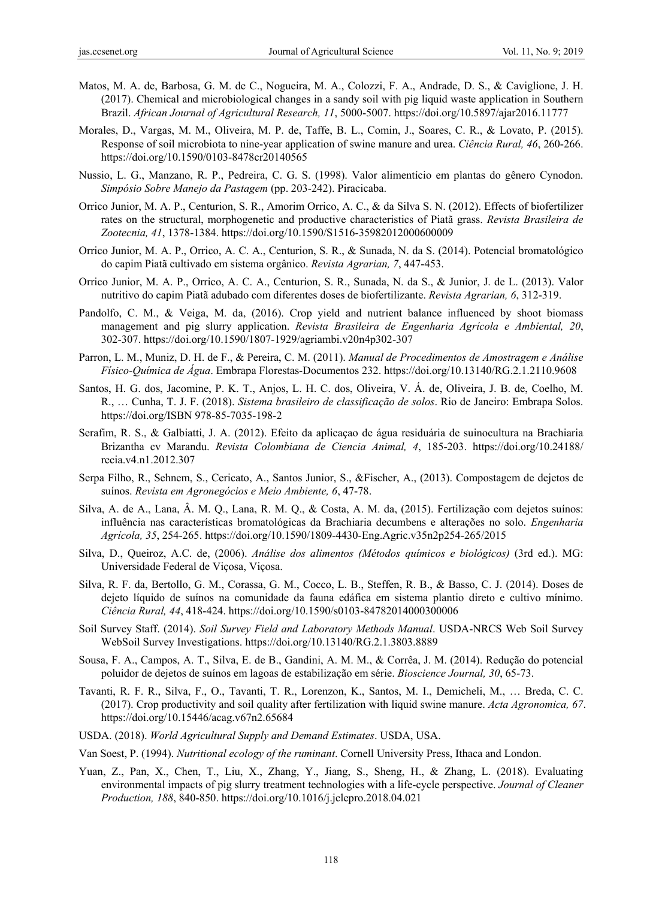Matos, M. A. de, Barbosa, G. M. de C., Nogueira, M. A., Colozzi, F. A., Andrade, D. S., & Caviglione, J. H. (2017). Chemical and microbiological changes in a sandy soil with pig liquid waste application in Southern Brazil. *African Journal of Agricultural Research, 11*, 5000-5007. https://doi.org/10.5897/ajar2016.11777

Morales, D., Vargas, M. M., Oliveira, M. P. de, Taffe, B. L., Comin, J., Soares, C. R., & Lovato, P. (2015). Response of soil microbiota to nine-year application of swine manure and urea. *Ciência Rural, 46*, 260-266. https://doi.org/10.1590/0103-8478cr20140565

Nussio, L. G., Manzano, R. P., Pedreira, C. G. S. (1998). Valor alimentício em plantas do gênero Cynodon. *Simpósio Sobre Manejo da Pastagem* (pp. 203-242). Piracicaba.

Orrico Junior, M. A. P., Centurion, S. R., Amorim Orrico, A. C., & da Silva S. N. (2012). Effects of biofertilizer rates on the structural, morphogenetic and productive characteristics of Piatã grass. *Revista Brasileira de Zootecnia, 41*, 1378-1384. https://doi.org/10.1590/S1516-35982012000600009

Orrico Junior, M. A. P., Orrico, A. C. A., Centurion, S. R., & Sunada, N. da S. (2014). Potencial bromatológico do capim Piatã cultivado em sistema orgânico. *Revista Agrarian, 7*, 447-453.

Orrico Junior, M. A. P., Orrico, A. C. A., Centurion, S. R., Sunada, N. da S., & Junior, J. de L. (2013). Valor nutritivo do capim Piatã adubado com diferentes doses de biofertilizante. *Revista Agrarian, 6*, 312-319.

Pandolfo, C. M., & Veiga, M. da, (2016). Crop yield and nutrient balance influenced by shoot biomass management and pig slurry application. *Revista Brasileira de Engenharia Agrícola e Ambiental, 20*, 302-307. https://doi.org/10.1590/1807-1929/agriambi.v20n4p302-307

Parron, L. M., Muniz, D. H. de F., & Pereira, C. M. (2011). *Manual de Procedimentos de Amostragem e Análise Físico-Química de Água*. Embrapa Florestas-Documentos 232. https://doi.org/10.13140/RG.2.1.2110.9608

Santos, H. G. dos, Jacomine, P. K. T., Anjos, L. H. C. dos, Oliveira, V. Á. de, Oliveira, J. B. de, Coelho, M. R., … Cunha, T. J. F. (2018). *Sistema brasileiro de classificação de solos*. Rio de Janeiro: Embrapa Solos. https://doi.org/ISBN 978-85-7035-198-2

Serafim, R. S., & Galbiatti, J. A. (2012). Efeito da aplicaçao de água residuária de suinocultura na Brachiaria Brizantha cv Marandu. *Revista Colombiana de Ciencia Animal, 4*, 185-203. https://doi.org/10.24188/recia.v4.n1.2012.307

Serpa Filho, R., Sehnem, S., Cericato, A., Santos Junior, S., &Fischer, A., (2013). Compostagem de dejetos de suínos. *Revista em Agronegócios e Meio Ambiente, 6*, 47-78.

Silva, A. de A., Lana, Â. M. Q., Lana, R. M. Q., & Costa, A. M. da, (2015). Fertilização com dejetos suínos: influência nas características bromatológicas da Brachiaria decumbens e alterações no solo. *Engenharia Agrícola, 35*, 254-265. https://doi.org/10.1590/1809-4430-Eng.Agric.v35n2p254-265/2015

Silva, D., Queiroz, A.C. de, (2006). *Análise dos alimentos (Métodos químicos e biológicos)* (3rd ed.). MG: Universidade Federal de Viçosa, Viçosa.

Silva, R. F. da, Bertollo, G. M., Corassa, G. M., Cocco, L. B., Steffen, R. B., & Basso, C. J. (2014). Doses de dejeto líquido de suínos na comunidade da fauna edáfica em sistema plantio direto e cultivo mínimo. *Ciência Rural, 44*, 418-424. https://doi.org/10.1590/s0103-84782014000300006

Soil Survey Staff. (2014). *Soil Survey Field and Laboratory Methods Manual*. USDA-NRCS Web Soil Survey WebSoil Survey Investigations. https://doi.org/10.13140/RG.2.1.3803.8889

Sousa, F. A., Campos, A. T., Silva, E. de B., Gandini, A. M. M., & Corrêa, J. M. (2014). Redução do potencial poluidor de dejetos de suínos em lagoas de estabilização em série. *Bioscience Journal, 30*, 65-73.

Tavanti, R. F. R., Silva, F., O., Tavanti, T. R., Lorenzon, K., Santos, M. I., Demicheli, M., … Breda, C. C. (2017). Crop productivity and soil quality after fertilization with liquid swine manure. *Acta Agronomica, 67*. https://doi.org/10.15446/acag.v67n2.65684

USDA. (2018). *World Agricultural Supply and Demand Estimates*. USDA, USA.

Van Soest, P. (1994). *Nutritional ecology of the ruminant*. Cornell University Press, Ithaca and London.

Yuan, Z., Pan, X., Chen, T., Liu, X., Zhang, Y., Jiang, S., Sheng, H., & Zhang, L. (2018). Evaluating environmental impacts of pig slurry treatment technologies with a life-cycle perspective. *Journal of Cleaner Production, 188*, 840-850. https://doi.org/10.1016/j.jclepro.2018.04.021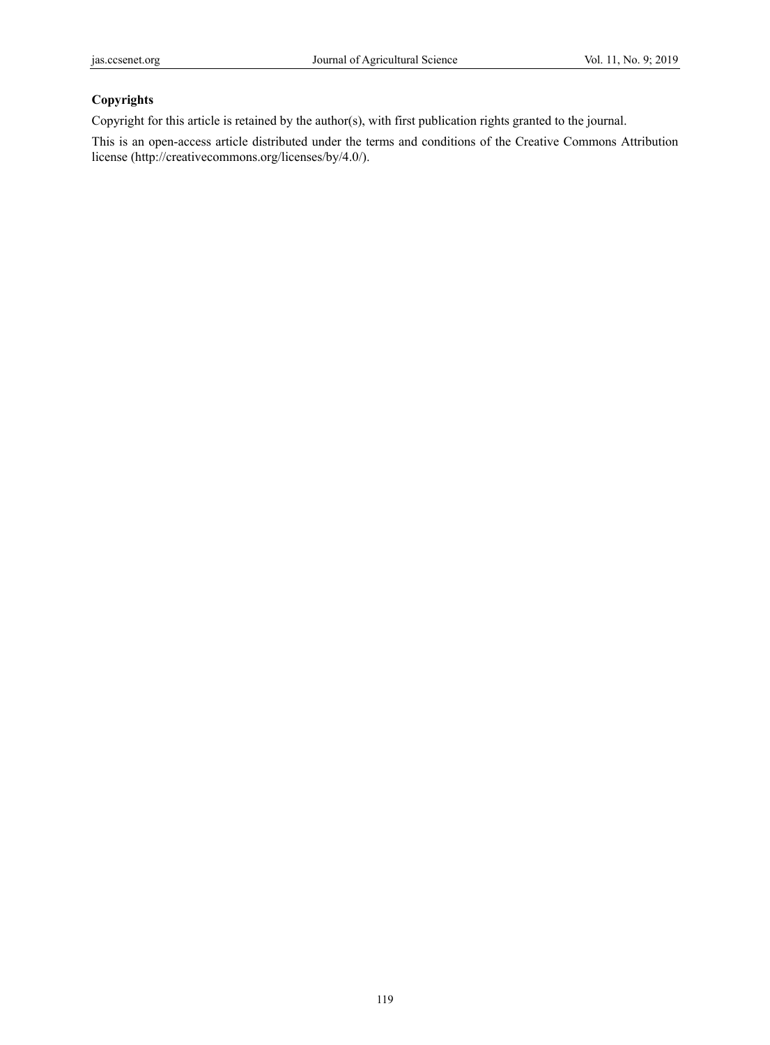**Copyrights**

Copyright for this article is retained by the author(s), with first publication rights granted to the journal.

This is an open-access article distributed under the terms and conditions of the Creative Commons Attribution license (http://creativecommons.org/licenses/by/4.0/).